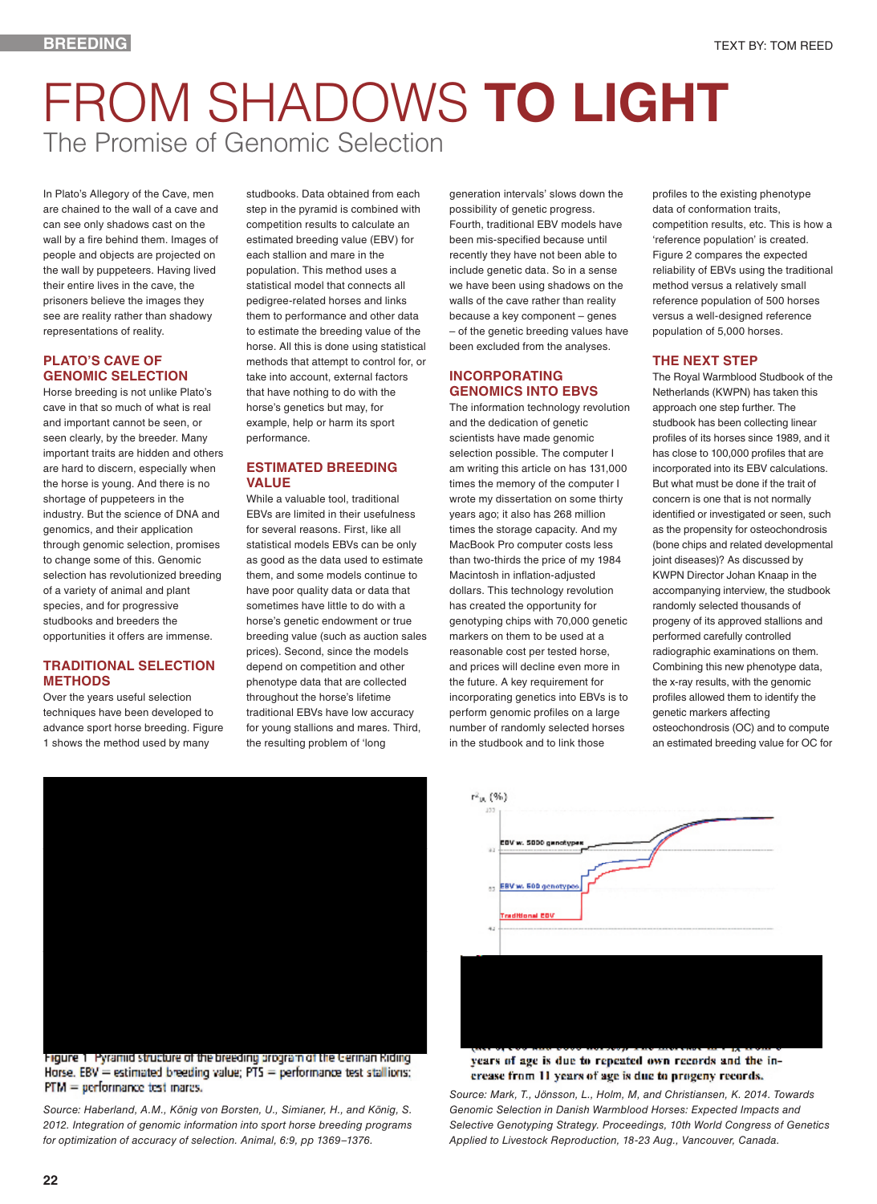# FROM SHADOWS **TO LIGHT**

## The Promise of Genomic Selection

TEXT BY: TOM REED

In Plato's Allegory of the Cave, men are chained to the wall of a cave and can see only shadows cast on the wall by a fire behind them. Images of people and objects are projected on the wall by puppeteers. Having lived their entire lives in the cave, the prisoners believe the images they see are reality rather than shadowy representations of reality.

### PLATO'S CAVE OF GENOMIC SELECTION

Horse breeding is not unlike Plato's cave in that so much of what is real and important cannot be seen, or seen clearly, by the breeder. Many important traits are hidden and others are hard to discern, especially when the horse is young. And there is no shortage of puppeteers in the industry. But the science of DNA and genomics, and their application through genomic selection, promises to change some of this. Genomic selection has revolutionized breeding of a variety of animal and plant species, and for progressive studbooks and breeders the opportunities it offers are immense.

### TRADITIONAL SELECTION METHODS

Over the years useful selection techniques have been developed to advance sport horse breeding. Figure 1 shows the method used by many studbooks. Data obtained from each step in the pyramid is combined with competition results to calculate an estimated breeding value (EBV) for each stallion and mare in the population. This method uses a statistical model that connects all pedigree-related horses and links them to performance and other data to estimate the breeding value of the horse. All this is done using statistical methods that attempt to control for, or take into account, external factors that have nothing to do with the horse's genetics but may, for example, help or harm its sport performance.

### ESTIMATED BREEDING VALUE

While a valuable tool, traditional EBVs are limited in their usefulness for several reasons. First, like all statistical models EBVs can be only as good as the data used to estimate them, and some models continue to have poor quality data or data that sometimes have little to do with a horse's genetic endowment or true breeding value (such as auction sales prices). Second, since the models depend on competition and other phenotype data that are collected throughout the horse's lifetime traditional EBVs have low accuracy for young stallions and mares. Third, the resulting problem of 'long generation intervals' slows down the possibility of genetic progress. Fourth, traditional EBV models have been mis-specified because until recently they have not been able to include genetic data. So in a sense we have been using shadows on the walls of the cave rather than reality because a key component – genes – of the genetic breeding values have been excluded from the analyses.

### INCORPORATING GENOMICS INTO EBVS

The information technology revolution and the dedication of genetic scientists have made genomic selection possible. The computer I am writing this article on has 131,000 times the memory of the computer I wrote my dissertation on some thirty years ago; it also has 268 million times the storage capacity. And my MacBook Pro computer costs less than two-thirds the price of my 1984 Macintosh in inflation-adjusted dollars. This technology revolution has created the opportunity for genotyping chips with 70,000 genetic markers on them to be used at a reasonable cost per tested horse, and prices will decline even more in the future. A key requirement for incorporating genetics into EBVs is to perform genomic profiles on a large number of randomly selected horses in the studbook and to link those profiles to the existing phenotype data of conformation traits, competition results, etc. This is how a 'reference population' is created. Figure 2 compares the expected reliability of EBVs using the traditional method versus a relatively small reference population of 500 horses versus a well-designed reference population of 5,000 horses.

### THE NEXT STEP

The Royal Warmblood Studbook of the Netherlands (KWPN) has taken this approach one step further. The studbook has been collecting linear profiles of its horses since 1989, and it has close to 100,000 profiles that are incorporated into its EBV calculations. But what must be done if the trait of concern is one that is not normally identified or investigated or seen, such as the propensity for osteochondrosis (bone chips and related developmental joint diseases)? As discussed by KWPN Director Johan Knaap in the accompanying interview, the studbook randomly selected thousands of progeny of its approved stallions and performed carefully controlled radiographic examinations on them. Combining this new phenotype data, the x-ray results, with the genomic profiles allowed them to identify the genetic markers affecting osteochondrosis (OC) and to compute an estimated breeding value for OC for

Figure 1 Pyramid structure of the breeding program of the German Riding Horse. EBV = estimated breeding value; PTS = performance test stallions; PTM = performance test mares.

*Source: Haberland, A.M., König von Borsten, U., Simianer, H., and König, S. 2012. Integration of genomic information into sport horse breeding programs for optimization of accuracy of selection. Animal, 6:9, pp 1369–1376.*

years of age is due to repeated own records and the increase from 11 years of age is due to progeny records.

*Source: Mark, T., Jönsson, L., Holm, M, and Christiansen, K. 2014. Towards Genomic Selection in Danish Warmblood Horses: Expected Impacts and Selective Genotyping Strategy. Proceedings, 10th World Congress of Genetics Applied to Livestock Reproduction, 18-23 Aug., Vancouver, Canada.*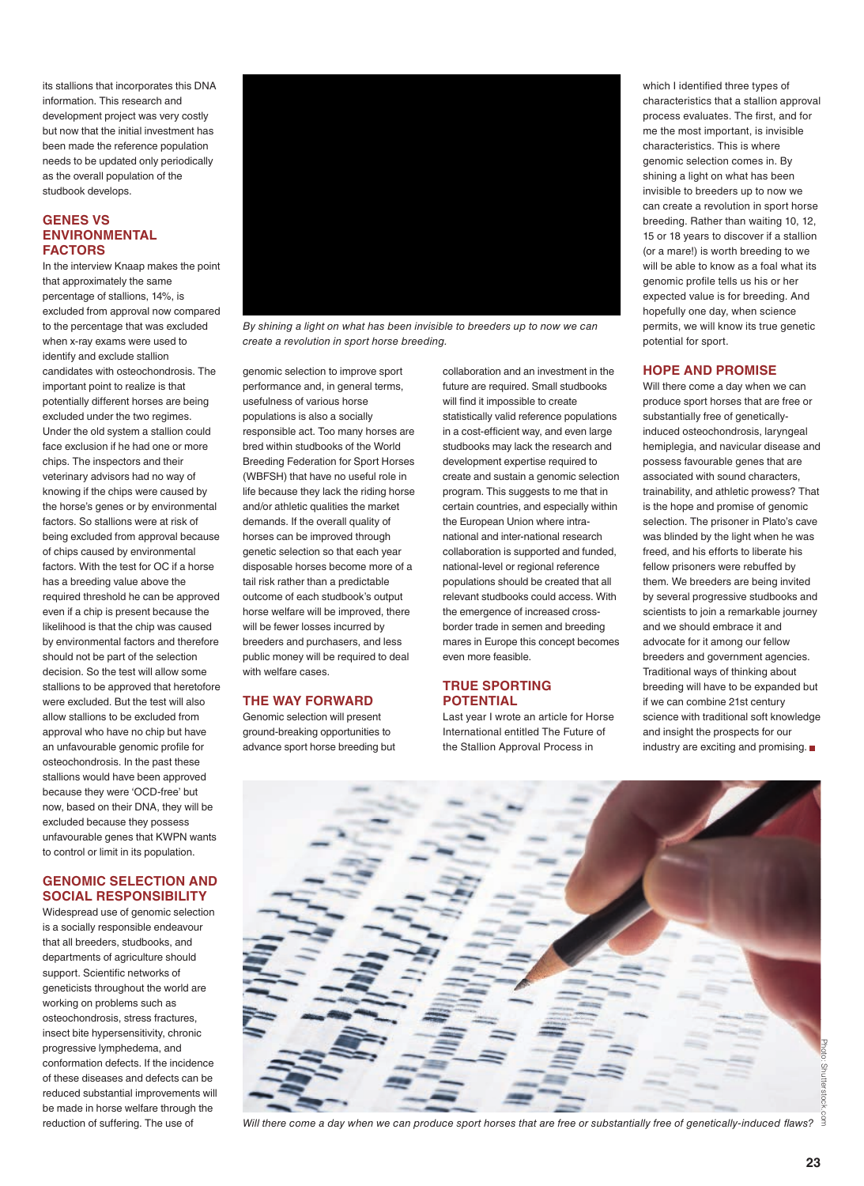its stallions that incorporates this DNA information. This research and development project was very costly but now that the initial investment has been made the reference population needs to be updated only periodically as the overall population of the studbook develops.

## GENES VS ENVIRONMENTAL FACTORS

In the interview Knaap makes the point that approximately the same percentage of stallions, 14%, is excluded from approval now compared to the percentage that was excluded when x-ray exams were used to identify and exclude stallion candidates with osteochondrosis. The important point to realize is that potentially different horses are being excluded under the two regimes. Under the old system a stallion could face exclusion if he had one or more chips. The inspectors and their veterinary advisors had no way of knowing if the chips were caused by the horse's genes or by environmental factors. So stallions were at risk of being excluded from approval because of chips caused by environmental factors. With the test for OC if a horse has a breeding value above the required threshold he can be approved even if a chip is present because the likelihood is that the chip was caused by environmental factors and therefore should not be part of the selection decision. So the test will allow some stallions to be approved that heretofore were excluded. But the test will also allow stallions to be excluded from approval who have no chip but have an unfavourable genomic profile for osteochondrosis. In the past these stallions would have been approved because they were 'OCD-free' but now, based on their DNA, they will be excluded because they possess unfavourable genes that KWPN wants to control or limit in its population.

## GENOMIC SELECTION AND SOCIAL RESPONSIBILITY

Widespread use of genomic selection is a socially responsible endeavour that all breeders, studbooks, and departments of agriculture should support. Scientific networks of geneticists throughout the world are working on problems such as osteochondrosis, stress fractures, insect bite hypersensitivity, chronic progressive lymphedema, and conformation defects. If the incidence of these diseases and defects can be reduced substantial improvements will be made in horse welfare through the reduction of suffering. The use of genomic selection to improve sport performance and, in general terms, usefulness of various horse populations is also a socially responsible act. Too many horses are bred within studbooks of the World Breeding Federation for Sport Horses (WBFSH) that have no useful role in life because they lack the riding horse and/or athletic qualities the market demands. If the overall quality of horses can be improved through genetic selection so that each year disposable horses become more of a tail risk rather than a predictable outcome of each studbook's output horse welfare will be improved, there will be fewer losses incurred by breeders and purchasers, and less public money will be required to deal with welfare cases.

*By shining a light on what has been invisible to breeders up to now we can create a revolution in sport horse breeding.*

## THE WAY FORWARD

Genomic selection will present ground-breaking opportunities to advance sport horse breeding but collaboration and an investment in the future are required. Small studbooks will find it impossible to create statistically valid reference populations in a cost-efficient way, and even large studbooks may lack the research and development expertise required to create and sustain a genomic selection program. This suggests to me that in certain countries, and especially within the European Union where intra-national and inter-national research collaboration is supported and funded, national-level or regional reference populations should be created that all relevant studbooks could access. With the emergence of increased cross-border trade in semen and breeding mares in Europe this concept becomes even more feasible.

## TRUE SPORTING POTENTIAL

Last year I wrote an article for Horse International entitled The Future of the Stallion Approval Process in which I identified three types of characteristics that a stallion approval process evaluates. The first, and for me the most important, is invisible characteristics. This is where genomic selection comes in. By shining a light on what has been invisible to breeders up to now we can create a revolution in sport horse breeding. Rather than waiting 10, 12, 15 or 18 years to discover if a stallion (or a mare!) is worth breeding to we will be able to know as a foal what its genomic profile tells us his or her expected value is for breeding. And hopefully one day, when science permits, we will know its true genetic potential for sport.

## HOPE AND PROMISE

Will there come a day when we can produce sport horses that are free or substantially free of genetically-induced osteochondrosis, laryngeal hemiplegia, and navicular disease and possess favourable genes that are associated with sound characters, trainability, and athletic prowess? That is the hope and promise of genomic selection. The prisoner in Plato's cave was blinded by the light when he was freed, and his efforts to liberate his fellow prisoners were rebuffed by them. We breeders are being invited by several progressive studbooks and scientists to join a remarkable journey and we should embrace it and advocate for it among our fellow breeders and government agencies. Traditional ways of thinking about breeding will have to be expanded but if we can combine 21st century science with traditional soft knowledge and insight the prospects for our industry are exciting and promising. ■

*Will there come a day when we can produce sport horses that are free or substantially free of genetically-induced flaws?*

Photo: Shutterstock.com